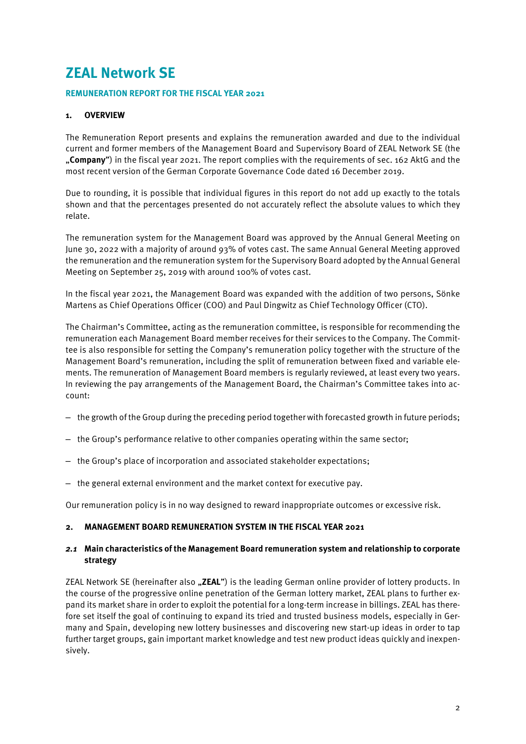# ZEAL Network SE

## REMUNERATION REPORT FOR THE FISCAL YEAR 2021

### 1. OVERVIEW

The Remuneration Report presents and explains the remuneration awarded and due to the individual current and former members of the Management Board and Supervisory Board of ZEAL Network SE (the „**Company**") in the fiscal year 2021. The report complies with the requirements of sec. 162 AktG and the most recent version of the German Corporate Governance Code dated 16 December 2019.

Due to rounding, it is possible that individual figures in this report do not add up exactly to the totals shown and that the percentages presented do not accurately reflect the absolute values to which they relate.

The remuneration system for the Management Board was approved by the Annual General Meeting on June 30, 2022 with a majority of around 93% of votes cast. The same Annual General Meeting approved the remuneration and the remuneration system for the Supervisory Board adopted by the Annual General Meeting on September 25, 2019 with around 100% of votes cast.

In the fiscal year 2021, the Management Board was expanded with the addition of two persons, Sönke Martens as Chief Operations Officer (COO) and Paul Dingwitz as Chief Technology Officer (CTO).

The Chairman's Committee, acting as the remuneration committee, is responsible for recommending the remuneration each Management Board member receives for their services to the Company. The Committee is also responsible for setting the Company's remuneration policy together with the structure of the Management Board's remuneration, including the split of remuneration between fixed and variable elements. The remuneration of Management Board members is regularly reviewed, at least every two years. In reviewing the pay arrangements of the Management Board, the Chairman's Committee takes into account:

– the growth of the Group during the preceding period together with forecasted growth in future periods;

– the Group's performance relative to other companies operating within the same sector;

– the Group's place of incorporation and associated stakeholder expectations;

– the general external environment and the market context for executive pay.

Our remuneration policy is in no way designed to reward inappropriate outcomes or excessive risk.

### 2. MANAGEMENT BOARD REMUNERATION SYSTEM IN THE FISCAL YEAR 2021

#### *2.1* Main characteristics of the Management Board remuneration system and relationship to corporate strategy

ZEAL Network SE (hereinafter also „**ZEAL**") is the leading German online provider of lottery products. In the course of the progressive online penetration of the German lottery market, ZEAL plans to further expand its market share in order to exploit the potential for a long-term increase in billings. ZEAL has therefore set itself the goal of continuing to expand its tried and trusted business models, especially in Germany and Spain, developing new lottery businesses and discovering new start-up ideas in order to tap further target groups, gain important market knowledge and test new product ideas quickly and inexpensively.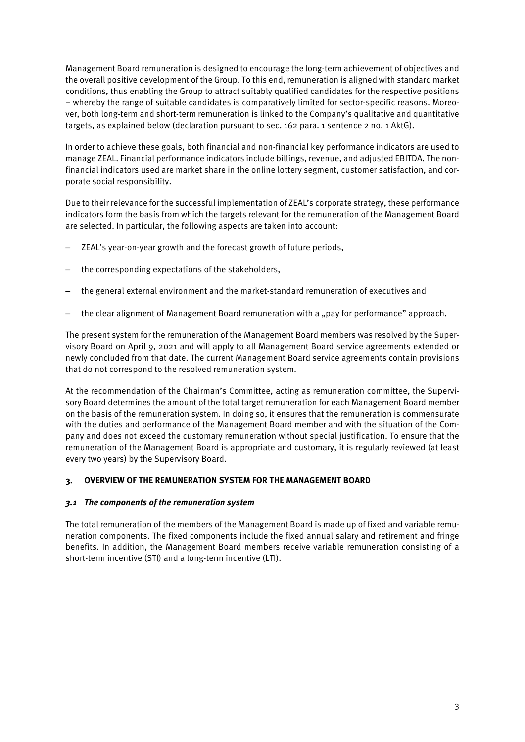Management Board remuneration is designed to encourage the long-term achievement of objectives and the overall positive development of the Group. To this end, remuneration is aligned with standard market conditions, thus enabling the Group to attract suitably qualified candidates for the respective positions – whereby the range of suitable candidates is comparatively limited for sector-specific reasons. Moreover, both long-term and short-term remuneration is linked to the Company's qualitative and quantitative targets, as explained below (declaration pursuant to sec. 162 para. 1 sentence 2 no. 1 AktG).

In order to achieve these goals, both financial and non-financial key performance indicators are used to manage ZEAL. Financial performance indicators include billings, revenue, and adjusted EBITDA. The non-financial indicators used are market share in the online lottery segment, customer satisfaction, and corporate social responsibility.

Due to their relevance for the successful implementation of ZEAL's corporate strategy, these performance indicators form the basis from which the targets relevant for the remuneration of the Management Board are selected. In particular, the following aspects are taken into account:

- ZEAL's year-on-year growth and the forecast growth of future periods,
- the corresponding expectations of the stakeholders,
- the general external environment and the market-standard remuneration of executives and
- the clear alignment of Management Board remuneration with a „pay for performance" approach.

The present system for the remuneration of the Management Board members was resolved by the Supervisory Board on April 9, 2021 and will apply to all Management Board service agreements extended or newly concluded from that date. The current Management Board service agreements contain provisions that do not correspond to the resolved remuneration system.

At the recommendation of the Chairman's Committee, acting as remuneration committee, the Supervisory Board determines the amount of the total target remuneration for each Management Board member on the basis of the remuneration system. In doing so, it ensures that the remuneration is commensurate with the duties and performance of the Management Board member and with the situation of the Company and does not exceed the customary remuneration without special justification. To ensure that the remuneration of the Management Board is appropriate and customary, it is regularly reviewed (at least every two years) by the Supervisory Board.

## 3. OVERVIEW OF THE REMUNERATION SYSTEM FOR THE MANAGEMENT BOARD

### *3.1 The components of the remuneration system*

The total remuneration of the members of the Management Board is made up of fixed and variable remuneration components. The fixed components include the fixed annual salary and retirement and fringe benefits. In addition, the Management Board members receive variable remuneration consisting of a short-term incentive (STI) and a long-term incentive (LTI).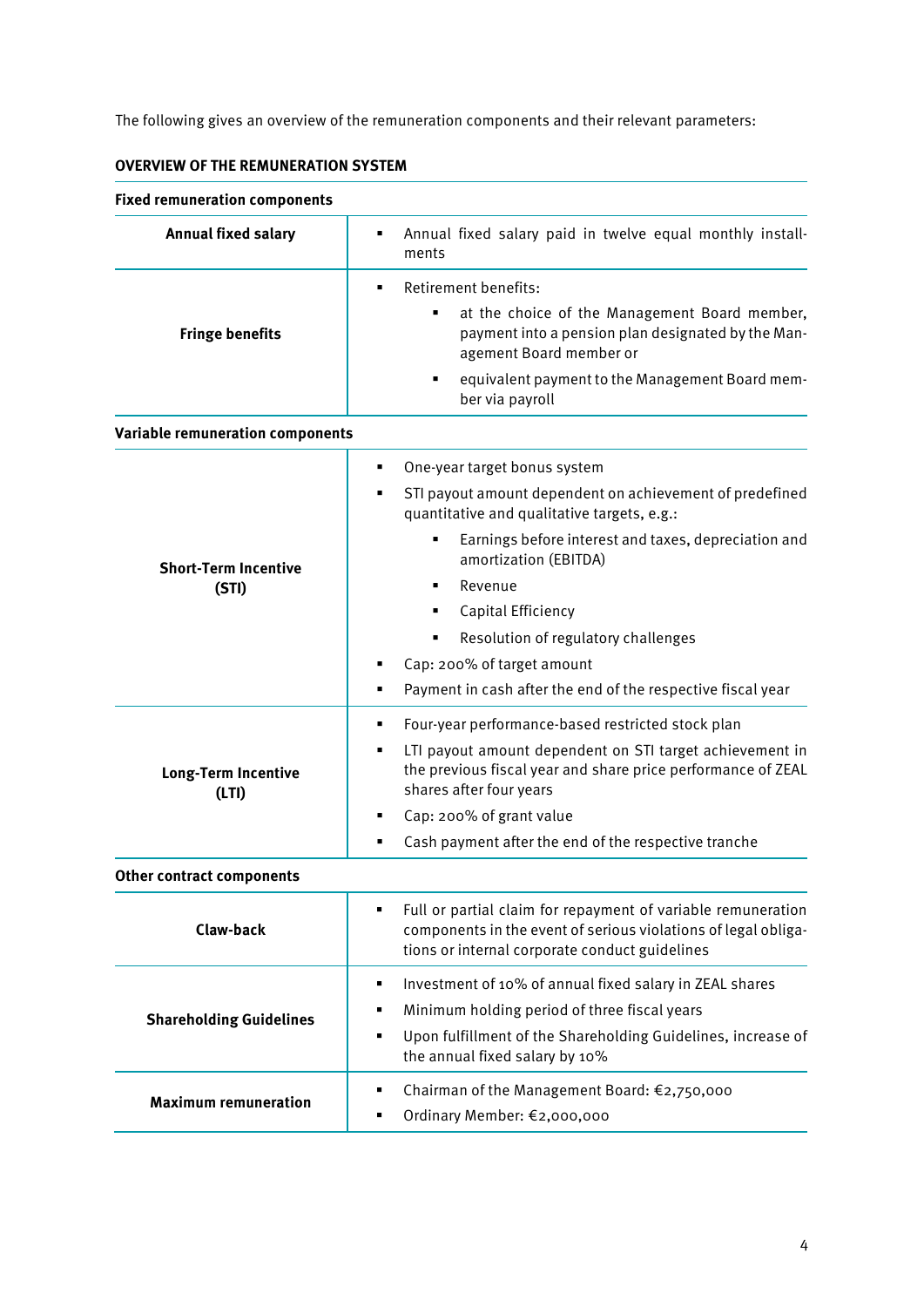The following gives an overview of the remuneration components and their relevant parameters:

**OVERVIEW OF THE REMUNERATION SYSTEM**

| **Fixed remuneration components** | |
|---|---|
| **Annual fixed salary** | ▪ Annual fixed salary paid in twelve equal monthly installments |
| **Fringe benefits** | ▪ Retirement benefits:<br>  ▪ at the choice of the Management Board member, payment into a pension plan designated by the Management Board member or<br>  ▪ equivalent payment to the Management Board member via payroll |
| **Variable remuneration components** | |
| **Short-Term Incentive (STI)** | ▪ One-year target bonus system<br>▪ STI payout amount dependent on achievement of predefined quantitative and qualitative targets, e.g.:<br>  ▪ Earnings before interest and taxes, depreciation and amortization (EBITDA)<br>  ▪ Revenue<br>  ▪ Capital Efficiency<br>  ▪ Resolution of regulatory challenges<br>▪ Cap: 200% of target amount<br>▪ Payment in cash after the end of the respective fiscal year |
| **Long-Term Incentive (LTI)** | ▪ Four-year performance-based restricted stock plan<br>▪ LTI payout amount dependent on STI target achievement in the previous fiscal year and share price performance of ZEAL shares after four years<br>▪ Cap: 200% of grant value<br>▪ Cash payment after the end of the respective tranche |
| **Other contract components** | |
| **Claw-back** | ▪ Full or partial claim for repayment of variable remuneration components in the event of serious violations of legal obligations or internal corporate conduct guidelines |
| **Shareholding Guidelines** | ▪ Investment of 10% of annual fixed salary in ZEAL shares<br>▪ Minimum holding period of three fiscal years<br>▪ Upon fulfillment of the Shareholding Guidelines, increase of the annual fixed salary by 10% |
| **Maximum remuneration** | ▪ Chairman of the Management Board: €2,750,000<br>▪ Ordinary Member: €2,000,000 |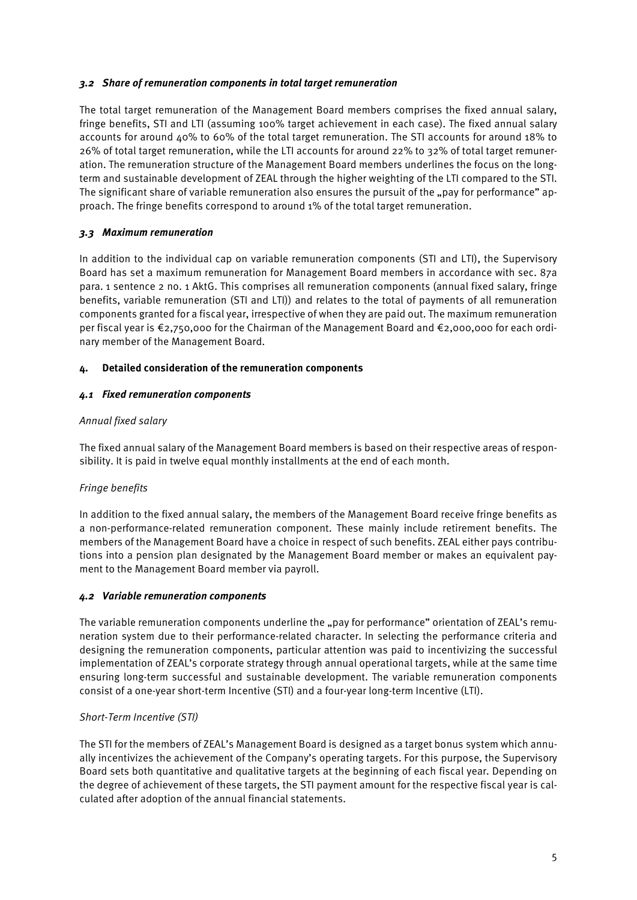### *3.2 Share of remuneration components in total target remuneration*

The total target remuneration of the Management Board members comprises the fixed annual salary, fringe benefits, STI and LTI (assuming 100% target achievement in each case). The fixed annual salary accounts for around 40% to 60% of the total target remuneration. The STI accounts for around 18% to 26% of total target remuneration, while the LTI accounts for around 22% to 32% of total target remuneration. The remuneration structure of the Management Board members underlines the focus on the long-term and sustainable development of ZEAL through the higher weighting of the LTI compared to the STI. The significant share of variable remuneration also ensures the pursuit of the „pay for performance" approach. The fringe benefits correspond to around 1% of the total target remuneration.

### *3.3 Maximum remuneration*

In addition to the individual cap on variable remuneration components (STI and LTI), the Supervisory Board has set a maximum remuneration for Management Board members in accordance with sec. 87a para. 1 sentence 2 no. 1 AktG. This comprises all remuneration components (annual fixed salary, fringe benefits, variable remuneration (STI and LTI)) and relates to the total of payments of all remuneration components granted for a fiscal year, irrespective of when they are paid out. The maximum remuneration per fiscal year is €2,750,000 for the Chairman of the Management Board and €2,000,000 for each ordinary member of the Management Board.

## 4. Detailed consideration of the remuneration components

### *4.1 Fixed remuneration components*

*Annual fixed salary*

The fixed annual salary of the Management Board members is based on their respective areas of responsibility. It is paid in twelve equal monthly installments at the end of each month.

*Fringe benefits*

In addition to the fixed annual salary, the members of the Management Board receive fringe benefits as a non-performance-related remuneration component. These mainly include retirement benefits. The members of the Management Board have a choice in respect of such benefits. ZEAL either pays contributions into a pension plan designated by the Management Board member or makes an equivalent payment to the Management Board member via payroll.

### *4.2 Variable remuneration components*

The variable remuneration components underline the „pay for performance" orientation of ZEAL's remuneration system due to their performance-related character. In selecting the performance criteria and designing the remuneration components, particular attention was paid to incentivizing the successful implementation of ZEAL's corporate strategy through annual operational targets, while at the same time ensuring long-term successful and sustainable development. The variable remuneration components consist of a one-year short-term Incentive (STI) and a four-year long-term Incentive (LTI).

*Short-Term Incentive (STI)*

The STI for the members of ZEAL's Management Board is designed as a target bonus system which annually incentivizes the achievement of the Company's operating targets. For this purpose, the Supervisory Board sets both quantitative and qualitative targets at the beginning of each fiscal year. Depending on the degree of achievement of these targets, the STI payment amount for the respective fiscal year is calculated after adoption of the annual financial statements.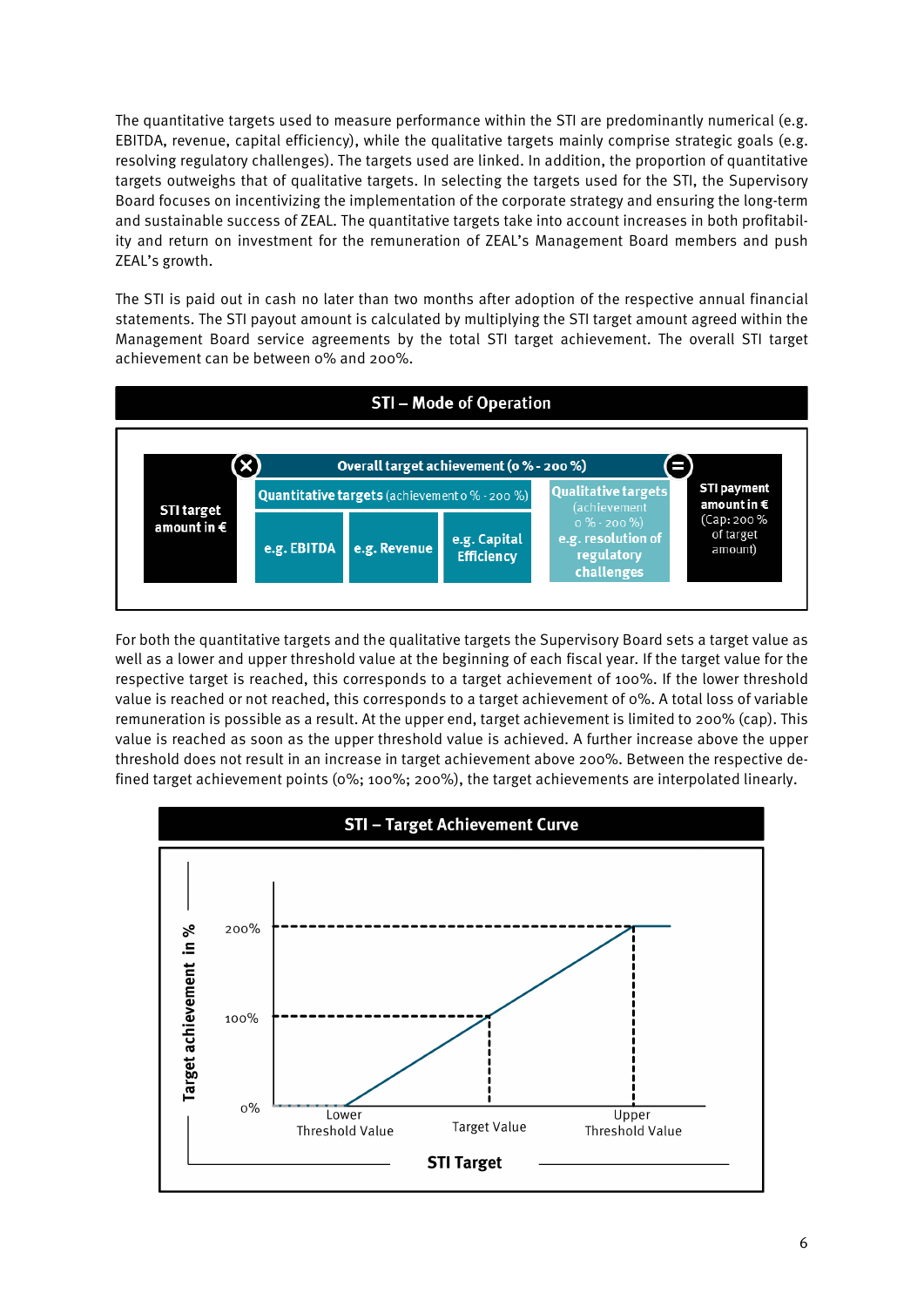The quantitative targets used to measure performance within the STI are predominantly numerical (e.g. EBITDA, revenue, capital efficiency), while the qualitative targets mainly comprise strategic goals (e.g. resolving regulatory challenges). The targets used are linked. In addition, the proportion of quantitative targets outweighs that of qualitative targets. In selecting the targets used for the STI, the Supervisory Board focuses on incentivizing the implementation of the corporate strategy and ensuring the long-term and sustainable success of ZEAL. The quantitative targets take into account increases in both profitability and return on investment for the remuneration of ZEAL's Management Board members and push ZEAL's growth.

The STI is paid out in cash no later than two months after adoption of the respective annual financial statements. The STI payout amount is calculated by multiplying the STI target amount agreed within the Management Board service agreements by the total STI target achievement. The overall STI target achievement can be between 0% and 200%.

**STI – Mode of Operation**

STI target amount in € × Overall target achievement (0 % - 200 %) = STI payment amount in € (Cap: 200 % of target amount)

- Quantitative targets (achievement 0 % - 200 %): e.g. EBITDA; e.g. Revenue; e.g. Capital Efficiency
- Qualitative targets (achievement 0 % - 200 %): e.g. resolution of regulatory challenges

For both the quantitative targets and the qualitative targets the Supervisory Board sets a target value as well as a lower and upper threshold value at the beginning of each fiscal year. If the target value for the respective target is reached, this corresponds to a target achievement of 100%. If the lower threshold value is reached or not reached, this corresponds to a target achievement of 0%. A total loss of variable remuneration is possible as a result. At the upper end, target achievement is limited to 200% (cap). This value is reached as soon as the upper threshold value is achieved. A further increase above the upper threshold does not result in an increase in target achievement above 200%. Between the respective defined target achievement points (0%; 100%; 200%), the target achievements are interpolated linearly.

**STI – Target Achievement Curve**

Target achievement in %: 0%, 100%, 200%

STI Target: Lower Threshold Value, Target Value, Upper Threshold Value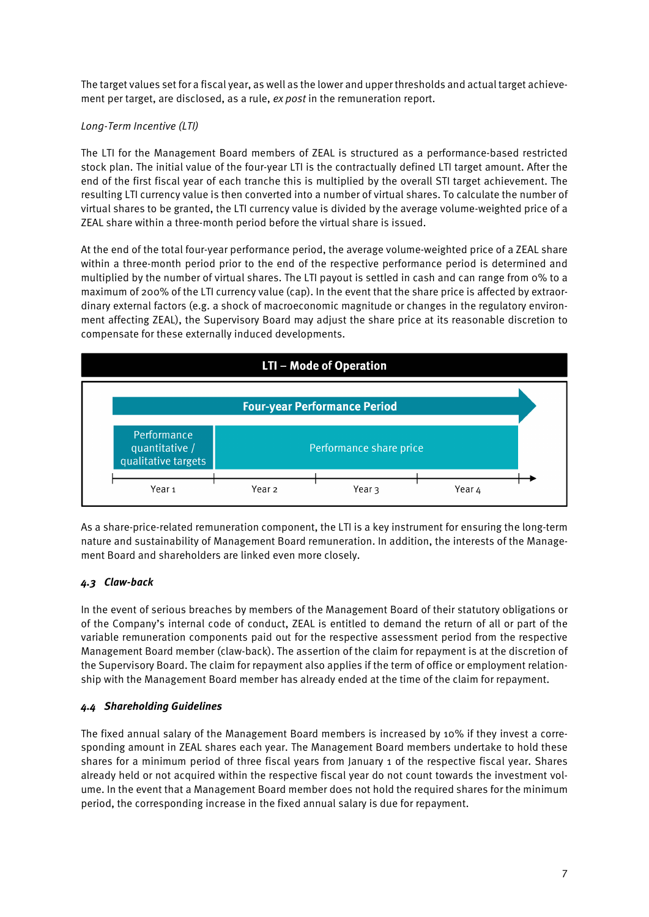The target values set for a fiscal year, as well as the lower and upper thresholds and actual target achievement per target, are disclosed, as a rule, *ex post* in the remuneration report.

*Long-Term Incentive (LTI)*

The LTI for the Management Board members of ZEAL is structured as a performance-based restricted stock plan. The initial value of the four-year LTI is the contractually defined LTI target amount. After the end of the first fiscal year of each tranche this is multiplied by the overall STI target achievement. The resulting LTI currency value is then converted into a number of virtual shares. To calculate the number of virtual shares to be granted, the LTI currency value is divided by the average volume-weighted price of a ZEAL share within a three-month period before the virtual share is issued.

At the end of the total four-year performance period, the average volume-weighted price of a ZEAL share within a three-month period prior to the end of the respective performance period is determined and multiplied by the number of virtual shares. The LTI payout is settled in cash and can range from 0% to a maximum of 200% of the LTI currency value (cap). In the event that the share price is affected by extraordinary external factors (e.g. a shock of macroeconomic magnitude or changes in the regulatory environment affecting ZEAL), the Supervisory Board may adjust the share price at its reasonable discretion to compensate for these externally induced developments.

**LTI – Mode of Operation**

**Four-year Performance Period**

| Year 1 | Year 2 | Year 3 | Year 4 |
|---|---|---|---|
| Performance quantitative / qualitative targets | Performance share price | | |

As a share-price-related remuneration component, the LTI is a key instrument for ensuring the long-term nature and sustainability of Management Board remuneration. In addition, the interests of the Management Board and shareholders are linked even more closely.

### *4.3 Claw-back*

In the event of serious breaches by members of the Management Board of their statutory obligations or of the Company's internal code of conduct, ZEAL is entitled to demand the return of all or part of the variable remuneration components paid out for the respective assessment period from the respective Management Board member (claw-back). The assertion of the claim for repayment is at the discretion of the Supervisory Board. The claim for repayment also applies if the term of office or employment relationship with the Management Board member has already ended at the time of the claim for repayment.

### *4.4 Shareholding Guidelines*

The fixed annual salary of the Management Board members is increased by 10% if they invest a corresponding amount in ZEAL shares each year. The Management Board members undertake to hold these shares for a minimum period of three fiscal years from January 1 of the respective fiscal year. Shares already held or not acquired within the respective fiscal year do not count towards the investment volume. In the event that a Management Board member does not hold the required shares for the minimum period, the corresponding increase in the fixed annual salary is due for repayment.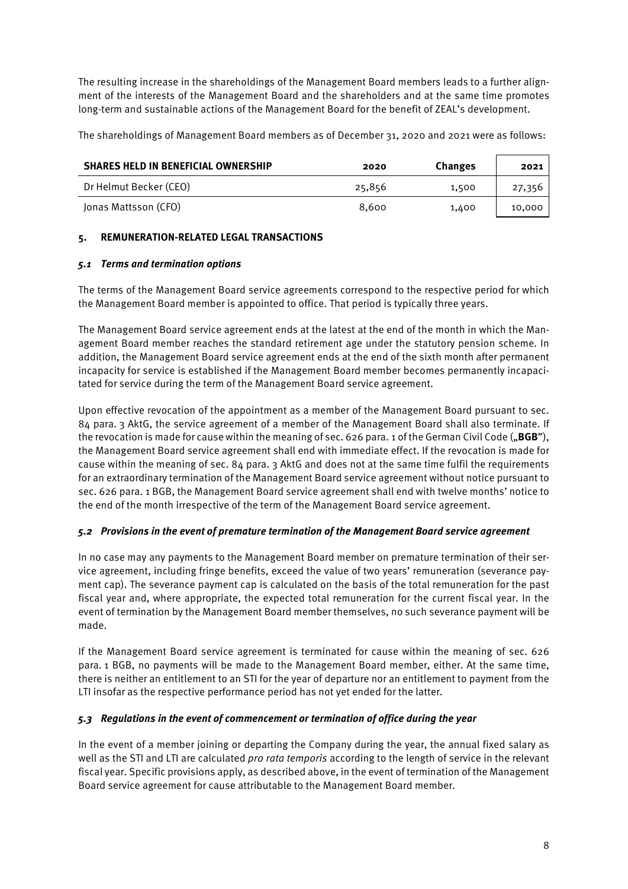The resulting increase in the shareholdings of the Management Board members leads to a further alignment of the interests of the Management Board and the shareholders and at the same time promotes long-term and sustainable actions of the Management Board for the benefit of ZEAL's development.

The shareholdings of Management Board members as of December 31, 2020 and 2021 were as follows:

| SHARES HELD IN BENEFICIAL OWNERSHIP | 2020 | Changes | 2021 |
|---|---|---|---|
| Dr Helmut Becker (CEO) | 25,856 | 1,500 | 27,356 |
| Jonas Mattsson (CFO) | 8,600 | 1,400 | 10,000 |

## 5. REMUNERATION-RELATED LEGAL TRANSACTIONS

### *5.1 Terms and termination options*

The terms of the Management Board service agreements correspond to the respective period for which the Management Board member is appointed to office. That period is typically three years.

The Management Board service agreement ends at the latest at the end of the month in which the Management Board member reaches the standard retirement age under the statutory pension scheme. In addition, the Management Board service agreement ends at the end of the sixth month after permanent incapacity for service is established if the Management Board member becomes permanently incapacitated for service during the term of the Management Board service agreement.

Upon effective revocation of the appointment as a member of the Management Board pursuant to sec. 84 para. 3 AktG, the service agreement of a member of the Management Board shall also terminate. If the revocation is made for cause within the meaning of sec. 626 para. 1 of the German Civil Code („**BGB**"), the Management Board service agreement shall end with immediate effect. If the revocation is made for cause within the meaning of sec. 84 para. 3 AktG and does not at the same time fulfil the requirements for an extraordinary termination of the Management Board service agreement without notice pursuant to sec. 626 para. 1 BGB, the Management Board service agreement shall end with twelve months' notice to the end of the month irrespective of the term of the Management Board service agreement.

### *5.2 Provisions in the event of premature termination of the Management Board service agreement*

In no case may any payments to the Management Board member on premature termination of their service agreement, including fringe benefits, exceed the value of two years' remuneration (severance payment cap). The severance payment cap is calculated on the basis of the total remuneration for the past fiscal year and, where appropriate, the expected total remuneration for the current fiscal year. In the event of termination by the Management Board member themselves, no such severance payment will be made.

If the Management Board service agreement is terminated for cause within the meaning of sec. 626 para. 1 BGB, no payments will be made to the Management Board member, either. At the same time, there is neither an entitlement to an STI for the year of departure nor an entitlement to payment from the LTI insofar as the respective performance period has not yet ended for the latter.

### *5.3 Regulations in the event of commencement or termination of office during the year*

In the event of a member joining or departing the Company during the year, the annual fixed salary as well as the STI and LTI are calculated *pro rata temporis* according to the length of service in the relevant fiscal year. Specific provisions apply, as described above, in the event of termination of the Management Board service agreement for cause attributable to the Management Board member.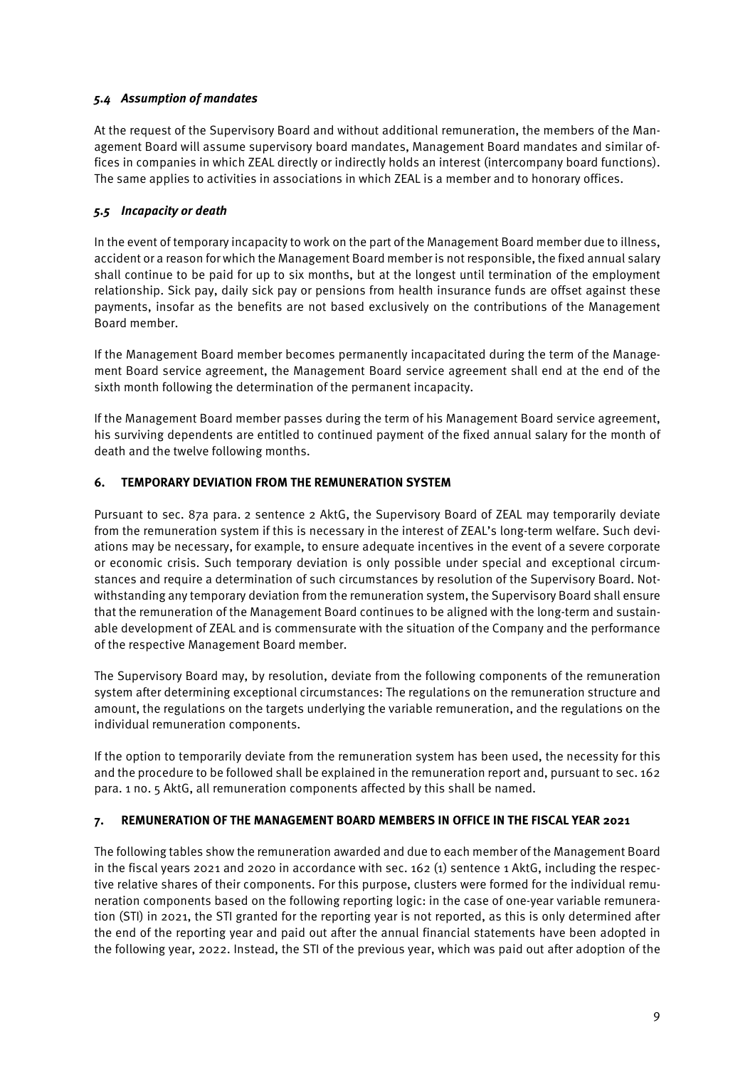### *5.4 Assumption of mandates*

At the request of the Supervisory Board and without additional remuneration, the members of the Management Board will assume supervisory board mandates, Management Board mandates and similar offices in companies in which ZEAL directly or indirectly holds an interest (intercompany board functions). The same applies to activities in associations in which ZEAL is a member and to honorary offices.

### *5.5 Incapacity or death*

In the event of temporary incapacity to work on the part of the Management Board member due to illness, accident or a reason for which the Management Board member is not responsible, the fixed annual salary shall continue to be paid for up to six months, but at the longest until termination of the employment relationship. Sick pay, daily sick pay or pensions from health insurance funds are offset against these payments, insofar as the benefits are not based exclusively on the contributions of the Management Board member.

If the Management Board member becomes permanently incapacitated during the term of the Management Board service agreement, the Management Board service agreement shall end at the end of the sixth month following the determination of the permanent incapacity.

If the Management Board member passes during the term of his Management Board service agreement, his surviving dependents are entitled to continued payment of the fixed annual salary for the month of death and the twelve following months.

## 6. TEMPORARY DEVIATION FROM THE REMUNERATION SYSTEM

Pursuant to sec. 87a para. 2 sentence 2 AktG, the Supervisory Board of ZEAL may temporarily deviate from the remuneration system if this is necessary in the interest of ZEAL's long-term welfare. Such deviations may be necessary, for example, to ensure adequate incentives in the event of a severe corporate or economic crisis. Such temporary deviation is only possible under special and exceptional circumstances and require a determination of such circumstances by resolution of the Supervisory Board. Notwithstanding any temporary deviation from the remuneration system, the Supervisory Board shall ensure that the remuneration of the Management Board continues to be aligned with the long-term and sustainable development of ZEAL and is commensurate with the situation of the Company and the performance of the respective Management Board member.

The Supervisory Board may, by resolution, deviate from the following components of the remuneration system after determining exceptional circumstances: The regulations on the remuneration structure and amount, the regulations on the targets underlying the variable remuneration, and the regulations on the individual remuneration components.

If the option to temporarily deviate from the remuneration system has been used, the necessity for this and the procedure to be followed shall be explained in the remuneration report and, pursuant to sec. 162 para. 1 no. 5 AktG, all remuneration components affected by this shall be named.

## 7. REMUNERATION OF THE MANAGEMENT BOARD MEMBERS IN OFFICE IN THE FISCAL YEAR 2021

The following tables show the remuneration awarded and due to each member of the Management Board in the fiscal years 2021 and 2020 in accordance with sec. 162 (1) sentence 1 AktG, including the respective relative shares of their components. For this purpose, clusters were formed for the individual remuneration components based on the following reporting logic: in the case of one-year variable remuneration (STI) in 2021, the STI granted for the reporting year is not reported, as this is only determined after the end of the reporting year and paid out after the annual financial statements have been adopted in the following year, 2022. Instead, the STI of the previous year, which was paid out after adoption of the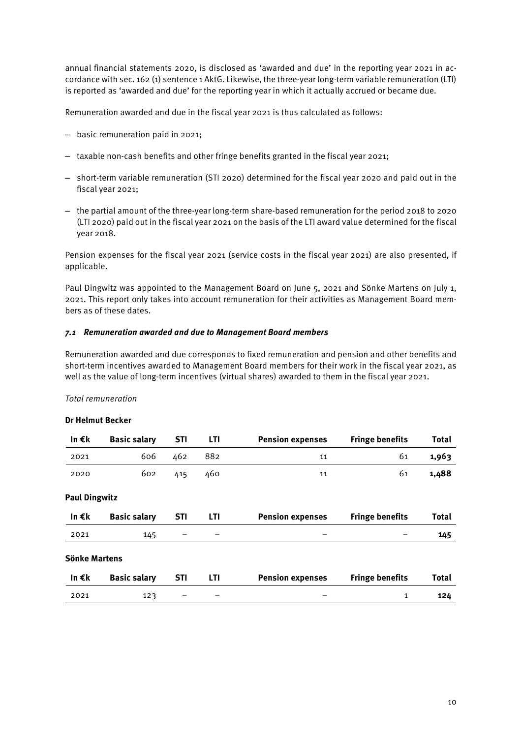annual financial statements 2020, is disclosed as 'awarded and due' in the reporting year 2021 in accordance with sec. 162 (1) sentence 1 AktG. Likewise, the three-year long-term variable remuneration (LTI) is reported as 'awarded and due' for the reporting year in which it actually accrued or became due.

Remuneration awarded and due in the fiscal year 2021 is thus calculated as follows:

- basic remuneration paid in 2021;
- taxable non-cash benefits and other fringe benefits granted in the fiscal year 2021;
- short-term variable remuneration (STI 2020) determined for the fiscal year 2020 and paid out in the fiscal year 2021;
- the partial amount of the three-year long-term share-based remuneration for the period 2018 to 2020 (LTI 2020) paid out in the fiscal year 2021 on the basis of the LTI award value determined for the fiscal year 2018.

Pension expenses for the fiscal year 2021 (service costs in the fiscal year 2021) are also presented, if applicable.

Paul Dingwitz was appointed to the Management Board on June 5, 2021 and Sönke Martens on July 1, 2021. This report only takes into account remuneration for their activities as Management Board members as of these dates.

### *7.1 Remuneration awarded and due to Management Board members*

Remuneration awarded and due corresponds to fixed remuneration and pension and other benefits and short-term incentives awarded to Management Board members for their work in the fiscal year 2021, as well as the value of long-term incentives (virtual shares) awarded to them in the fiscal year 2021.

*Total remuneration*

**Dr Helmut Becker**

| In €k | Basic salary | STI | LTI | Pension expenses | Fringe benefits | Total |
|---|---|---|---|---|---|---|
| 2021 | 606 | 462 | 882 | 11 | 61 | **1,963** |
| 2020 | 602 | 415 | 460 | 11 | 61 | **1,488** |

**Paul Dingwitz**

| In €k | Basic salary | STI | LTI | Pension expenses | Fringe benefits | Total |
|---|---|---|---|---|---|---|
| 2021 | 145 | – | – | – | – | **145** |

**Sönke Martens**

| In €k | Basic salary | STI | LTI | Pension expenses | Fringe benefits | Total |
|---|---|---|---|---|---|---|
| 2021 | 123 | – | – | – | 1 | **124** |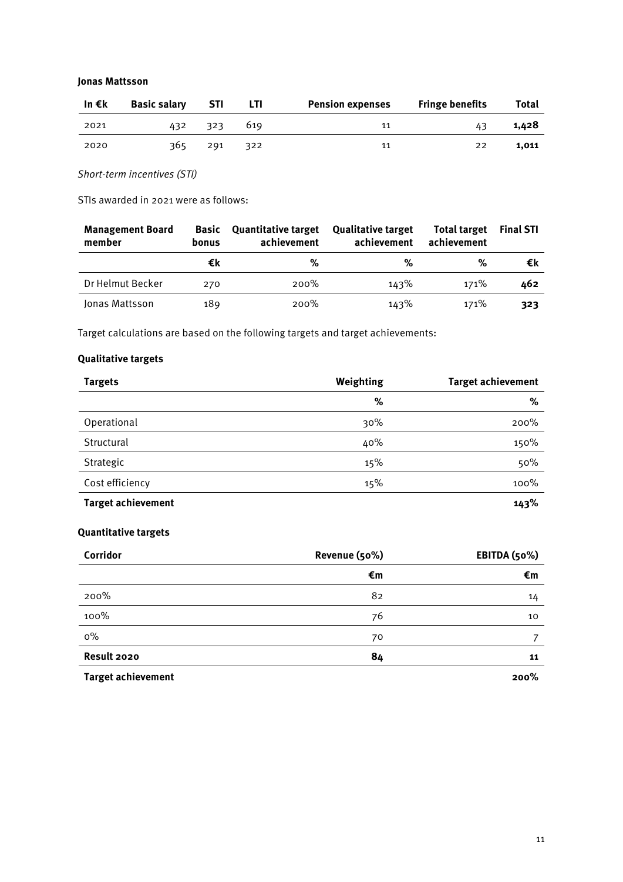**Jonas Mattsson**

| In €k | Basic salary | STI | LTI | Pension expenses | Fringe benefits | Total |
|---|---|---|---|---|---|---|
| 2021 | 432 | 323 | 619 | 11 | 43 | **1,428** |
| 2020 | 365 | 291 | 322 | 11 | 22 | **1,011** |

*Short-term incentives (STI)*

STIs awarded in 2021 were as follows:

| Management Board member | Basic bonus | Quantitative target achievement | Qualitative target achievement | Total target achievement | Final STI |
|---|---|---|---|---|---|
| | €k | % | % | % | €k |
| Dr Helmut Becker | 270 | 200% | 143% | 171% | **462** |
| Jonas Mattsson | 189 | 200% | 143% | 171% | **323** |

Target calculations are based on the following targets and target achievements:

**Qualitative targets**

| Targets | Weighting | Target achievement |
|---|---|---|
| | % | % |
| Operational | 30% | 200% |
| Structural | 40% | 150% |
| Strategic | 15% | 50% |
| Cost efficiency | 15% | 100% |
| **Target achievement** | | **143%** |

**Quantitative targets**

| Corridor | Revenue (50%) | EBITDA (50%) |
|---|---|---|
| | €m | €m |
| 200% | 82 | 14 |
| 100% | 76 | 10 |
| 0% | 70 | 7 |
| **Result 2020** | **84** | **11** |
| **Target achievement** | | **200%** |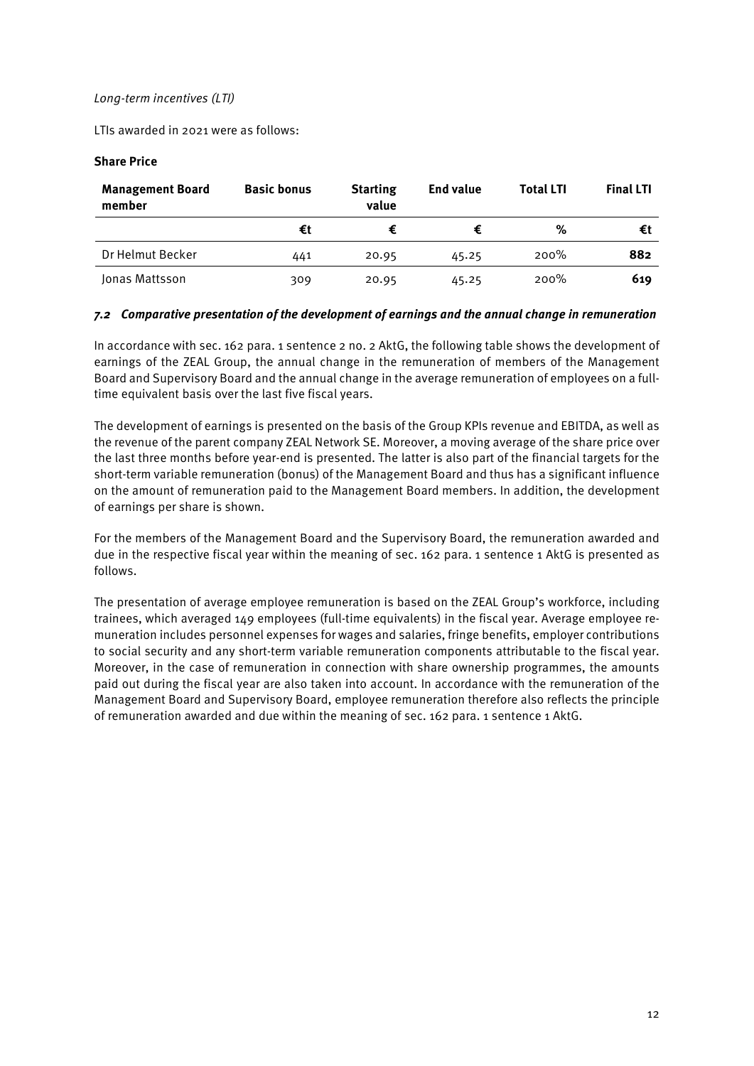*Long-term incentives (LTI)*

LTIs awarded in 2021 were as follows:

**Share Price**

| Management Board member | Basic bonus | Starting value | End value | Total LTI | Final LTI |
|---|---|---|---|---|---|
| | €t | € | € | % | €t |
| Dr Helmut Becker | 441 | 20.95 | 45.25 | 200% | **882** |
| Jonas Mattsson | 309 | 20.95 | 45.25 | 200% | **619** |

### *7.2 Comparative presentation of the development of earnings and the annual change in remuneration*

In accordance with sec. 162 para. 1 sentence 2 no. 2 AktG, the following table shows the development of earnings of the ZEAL Group, the annual change in the remuneration of members of the Management Board and Supervisory Board and the annual change in the average remuneration of employees on a full-time equivalent basis over the last five fiscal years.

The development of earnings is presented on the basis of the Group KPIs revenue and EBITDA, as well as the revenue of the parent company ZEAL Network SE. Moreover, a moving average of the share price over the last three months before year-end is presented. The latter is also part of the financial targets for the short-term variable remuneration (bonus) of the Management Board and thus has a significant influence on the amount of remuneration paid to the Management Board members. In addition, the development of earnings per share is shown.

For the members of the Management Board and the Supervisory Board, the remuneration awarded and due in the respective fiscal year within the meaning of sec. 162 para. 1 sentence 1 AktG is presented as follows.

The presentation of average employee remuneration is based on the ZEAL Group's workforce, including trainees, which averaged 149 employees (full-time equivalents) in the fiscal year. Average employee remuneration includes personnel expenses for wages and salaries, fringe benefits, employer contributions to social security and any short-term variable remuneration components attributable to the fiscal year. Moreover, in the case of remuneration in connection with share ownership programmes, the amounts paid out during the fiscal year are also taken into account. In accordance with the remuneration of the Management Board and Supervisory Board, employee remuneration therefore also reflects the principle of remuneration awarded and due within the meaning of sec. 162 para. 1 sentence 1 AktG.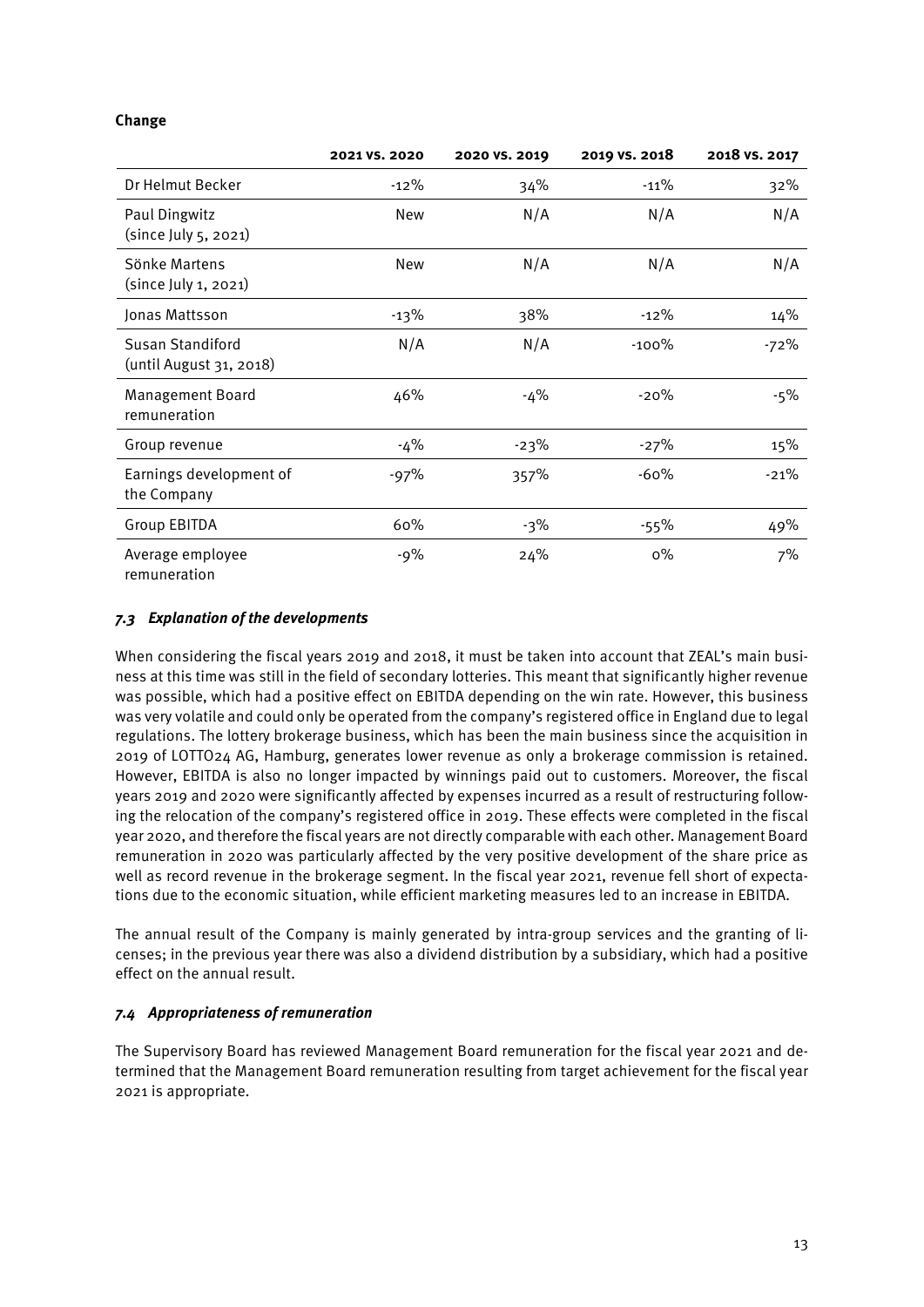**Change**

| | 2021 vs. 2020 | 2020 vs. 2019 | 2019 vs. 2018 | 2018 vs. 2017 |
|---|---|---|---|---|
| Dr Helmut Becker | -12% | 34% | -11% | 32% |
| Paul Dingwitz (since July 5, 2021) | New | N/A | N/A | N/A |
| Sönke Martens (since July 1, 2021) | New | N/A | N/A | N/A |
| Jonas Mattsson | -13% | 38% | -12% | 14% |
| Susan Standiford (until August 31, 2018) | N/A | N/A | -100% | -72% |
| Management Board remuneration | 46% | -4% | -20% | -5% |
| Group revenue | -4% | -23% | -27% | 15% |
| Earnings development of the Company | -97% | 357% | -60% | -21% |
| Group EBITDA | 60% | -3% | -55% | 49% |
| Average employee remuneration | -9% | 24% | 0% | 7% |

### *7.3 Explanation of the developments*

When considering the fiscal years 2019 and 2018, it must be taken into account that ZEAL's main business at this time was still in the field of secondary lotteries. This meant that significantly higher revenue was possible, which had a positive effect on EBITDA depending on the win rate. However, this business was very volatile and could only be operated from the company's registered office in England due to legal regulations. The lottery brokerage business, which has been the main business since the acquisition in 2019 of LOTTO24 AG, Hamburg, generates lower revenue as only a brokerage commission is retained. However, EBITDA is also no longer impacted by winnings paid out to customers. Moreover, the fiscal years 2019 and 2020 were significantly affected by expenses incurred as a result of restructuring following the relocation of the company's registered office in 2019. These effects were completed in the fiscal year 2020, and therefore the fiscal years are not directly comparable with each other. Management Board remuneration in 2020 was particularly affected by the very positive development of the share price as well as record revenue in the brokerage segment. In the fiscal year 2021, revenue fell short of expectations due to the economic situation, while efficient marketing measures led to an increase in EBITDA.

The annual result of the Company is mainly generated by intra-group services and the granting of licenses; in the previous year there was also a dividend distribution by a subsidiary, which had a positive effect on the annual result.

### *7.4 Appropriateness of remuneration*

The Supervisory Board has reviewed Management Board remuneration for the fiscal year 2021 and determined that the Management Board remuneration resulting from target achievement for the fiscal year 2021 is appropriate.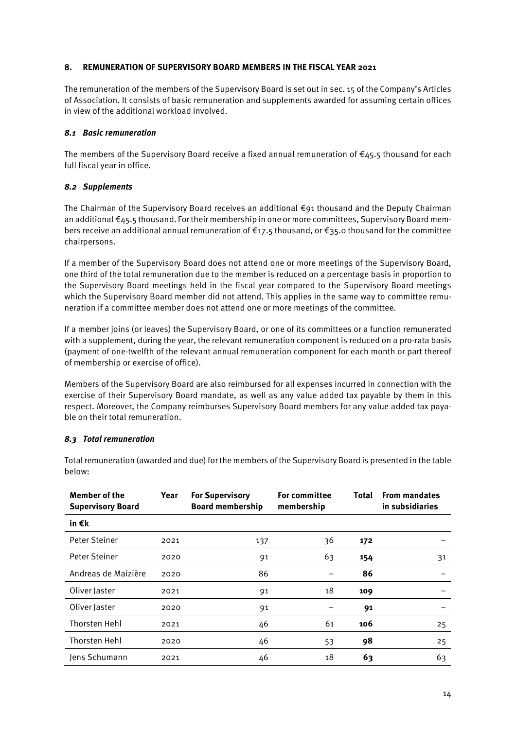## 8. REMUNERATION OF SUPERVISORY BOARD MEMBERS IN THE FISCAL YEAR 2021

The remuneration of the members of the Supervisory Board is set out in sec. 15 of the Company's Articles of Association. It consists of basic remuneration and supplements awarded for assuming certain offices in view of the additional workload involved.

### *8.1 Basic remuneration*

The members of the Supervisory Board receive a fixed annual remuneration of €45.5 thousand for each full fiscal year in office.

### *8.2 Supplements*

The Chairman of the Supervisory Board receives an additional €91 thousand and the Deputy Chairman an additional €45.5 thousand. For their membership in one or more committees, Supervisory Board members receive an additional annual remuneration of €17.5 thousand, or €35.0 thousand for the committee chairpersons.

If a member of the Supervisory Board does not attend one or more meetings of the Supervisory Board, one third of the total remuneration due to the member is reduced on a percentage basis in proportion to the Supervisory Board meetings held in the fiscal year compared to the Supervisory Board meetings which the Supervisory Board member did not attend. This applies in the same way to committee remuneration if a committee member does not attend one or more meetings of the committee.

If a member joins (or leaves) the Supervisory Board, or one of its committees or a function remunerated with a supplement, during the year, the relevant remuneration component is reduced on a pro-rata basis (payment of one-twelfth of the relevant annual remuneration component for each month or part thereof of membership or exercise of office).

Members of the Supervisory Board are also reimbursed for all expenses incurred in connection with the exercise of their Supervisory Board mandate, as well as any value added tax payable by them in this respect. Moreover, the Company reimburses Supervisory Board members for any value added tax payable on their total remuneration.

### *8.3 Total remuneration*

Total remuneration (awarded and due) for the members of the Supervisory Board is presented in the table below:

| Member of the Supervisory Board | Year | For Supervisory Board membership | For committee membership | Total | From mandates in subsidiaries |
|---|---|---|---|---|---|
| **in €k** | | | | | |
| Peter Steiner | 2021 | 137 | 36 | **172** | – |
| Peter Steiner | 2020 | 91 | 63 | **154** | 31 |
| Andreas de Maizière | 2020 | 86 | – | **86** | – |
| Oliver Jaster | 2021 | 91 | 18 | **109** | – |
| Oliver Jaster | 2020 | 91 | – | **91** | – |
| Thorsten Hehl | 2021 | 46 | 61 | **106** | 25 |
| Thorsten Hehl | 2020 | 46 | 53 | **98** | 25 |
| Jens Schumann | 2021 | 46 | 18 | **63** | 63 |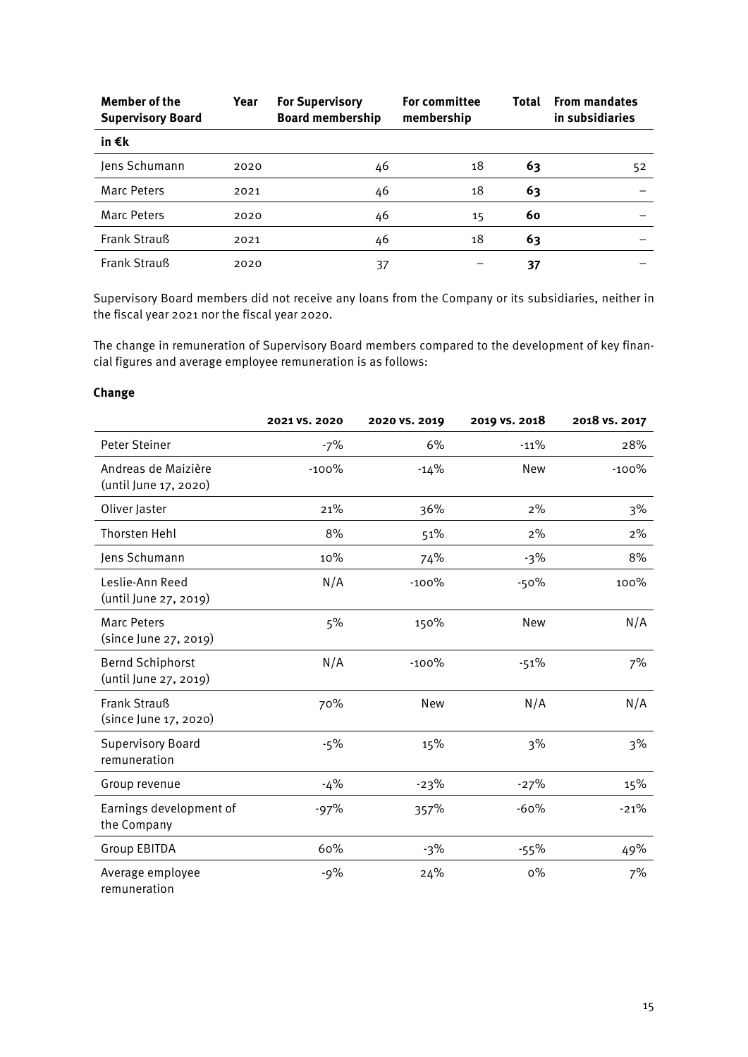| Member of the Supervisory Board | Year | For Supervisory Board membership | For committee membership | Total | From mandates in subsidiaries |
|---|---|---|---|---|---|
| **in €k** | | | | | |
| Jens Schumann | 2020 | 46 | 18 | **63** | 52 |
| Marc Peters | 2021 | 46 | 18 | **63** | – |
| Marc Peters | 2020 | 46 | 15 | **60** | – |
| Frank Strauß | 2021 | 46 | 18 | **63** | – |
| Frank Strauß | 2020 | 37 | – | **37** | – |

Supervisory Board members did not receive any loans from the Company or its subsidiaries, neither in the fiscal year 2021 nor the fiscal year 2020.

The change in remuneration of Supervisory Board members compared to the development of key financial figures and average employee remuneration is as follows:

**Change**

| | 2021 vs. 2020 | 2020 vs. 2019 | 2019 vs. 2018 | 2018 vs. 2017 |
|---|---|---|---|---|
| Peter Steiner | -7% | 6% | -11% | 28% |
| Andreas de Maizière (until June 17, 2020) | -100% | -14% | New | -100% |
| Oliver Jaster | 21% | 36% | 2% | 3% |
| Thorsten Hehl | 8% | 51% | 2% | 2% |
| Jens Schumann | 10% | 74% | -3% | 8% |
| Leslie-Ann Reed (until June 27, 2019) | N/A | -100% | -50% | 100% |
| Marc Peters (since June 27, 2019) | 5% | 150% | New | N/A |
| Bernd Schiphorst (until June 27, 2019) | N/A | -100% | -51% | 7% |
| Frank Strauß (since June 17, 2020) | 70% | New | N/A | N/A |
| Supervisory Board remuneration | -5% | 15% | 3% | 3% |
| Group revenue | -4% | -23% | -27% | 15% |
| Earnings development of the Company | -97% | 357% | -60% | -21% |
| Group EBITDA | 60% | -3% | -55% | 49% |
| Average employee remuneration | -9% | 24% | 0% | 7% |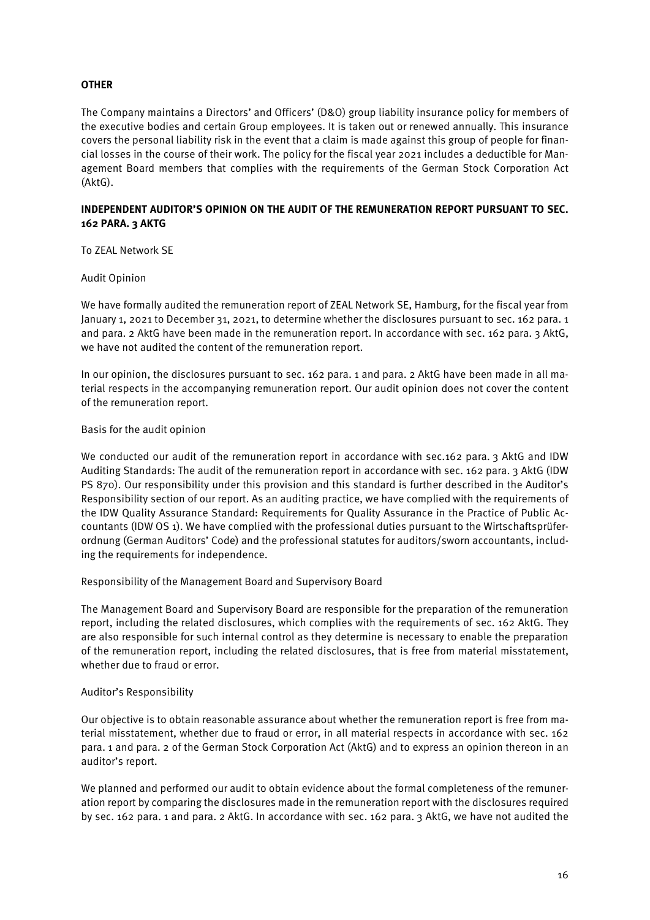## OTHER

The Company maintains a Directors' and Officers' (D&O) group liability insurance policy for members of the executive bodies and certain Group employees. It is taken out or renewed annually. This insurance covers the personal liability risk in the event that a claim is made against this group of people for financial losses in the course of their work. The policy for the fiscal year 2021 includes a deductible for Management Board members that complies with the requirements of the German Stock Corporation Act (AktG).

## INDEPENDENT AUDITOR'S OPINION ON THE AUDIT OF THE REMUNERATION REPORT PURSUANT TO SEC. 162 PARA. 3 AKTG

To ZEAL Network SE

Audit Opinion

We have formally audited the remuneration report of ZEAL Network SE, Hamburg, for the fiscal year from January 1, 2021 to December 31, 2021, to determine whether the disclosures pursuant to sec. 162 para. 1 and para. 2 AktG have been made in the remuneration report. In accordance with sec. 162 para. 3 AktG, we have not audited the content of the remuneration report.

In our opinion, the disclosures pursuant to sec. 162 para. 1 and para. 2 AktG have been made in all material respects in the accompanying remuneration report. Our audit opinion does not cover the content of the remuneration report.

Basis for the audit opinion

We conducted our audit of the remuneration report in accordance with sec.162 para. 3 AktG and IDW Auditing Standards: The audit of the remuneration report in accordance with sec. 162 para. 3 AktG (IDW PS 870). Our responsibility under this provision and this standard is further described in the Auditor's Responsibility section of our report. As an auditing practice, we have complied with the requirements of the IDW Quality Assurance Standard: Requirements for Quality Assurance in the Practice of Public Accountants (IDW OS 1). We have complied with the professional duties pursuant to the Wirtschaftsprüferordnung (German Auditors' Code) and the professional statutes for auditors/sworn accountants, including the requirements for independence.

Responsibility of the Management Board and Supervisory Board

The Management Board and Supervisory Board are responsible for the preparation of the remuneration report, including the related disclosures, which complies with the requirements of sec. 162 AktG. They are also responsible for such internal control as they determine is necessary to enable the preparation of the remuneration report, including the related disclosures, that is free from material misstatement, whether due to fraud or error.

Auditor's Responsibility

Our objective is to obtain reasonable assurance about whether the remuneration report is free from material misstatement, whether due to fraud or error, in all material respects in accordance with sec. 162 para. 1 and para. 2 of the German Stock Corporation Act (AktG) and to express an opinion thereon in an auditor's report.

We planned and performed our audit to obtain evidence about the formal completeness of the remuneration report by comparing the disclosures made in the remuneration report with the disclosures required by sec. 162 para. 1 and para. 2 AktG. In accordance with sec. 162 para. 3 AktG, we have not audited the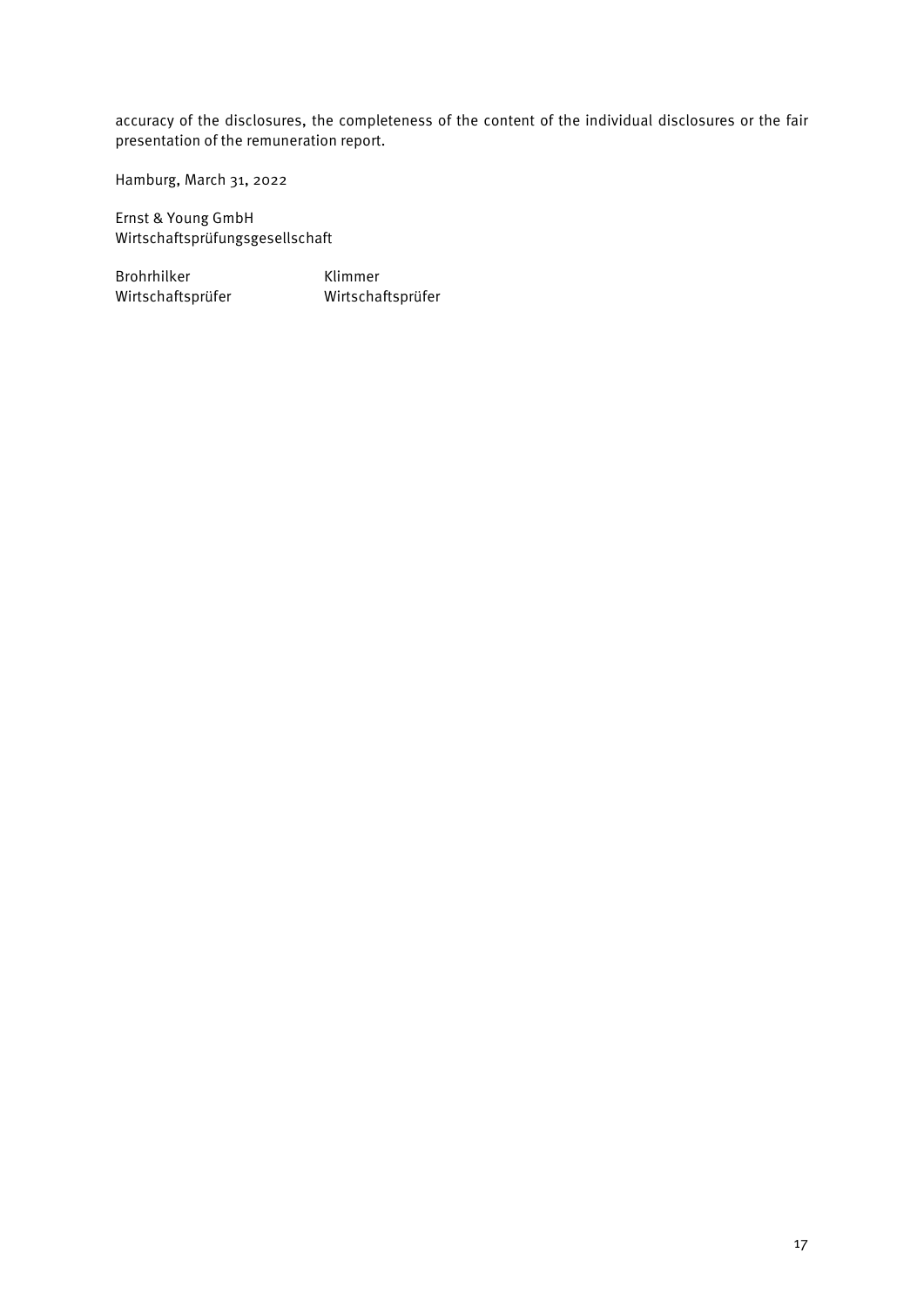accuracy of the disclosures, the completeness of the content of the individual disclosures or the fair presentation of the remuneration report.

Hamburg, March 31, 2022

Ernst & Young GmbH
Wirtschaftsprüfungsgesellschaft

| | |
|---|---|
| Brohrhilker | Klimmer |
| Wirtschaftsprüfer | Wirtschaftsprüfer |